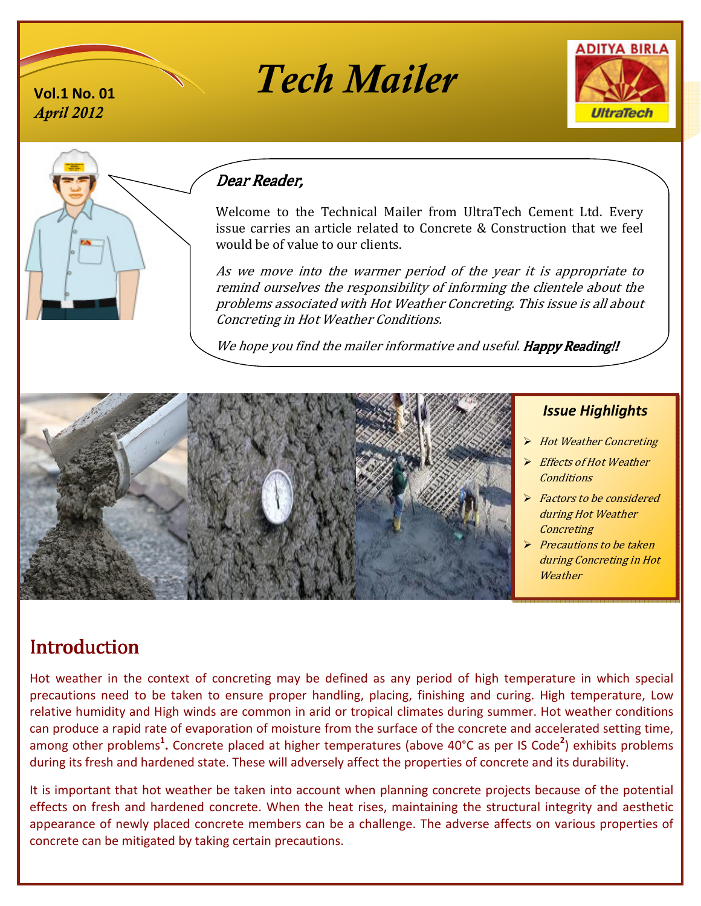Vol.1 No. 01
*April 2012*

# Tech Mailer

*Dear Reader,*

Welcome to the Technical Mailer from UltraTech Cement Ltd. Every issue carries an article related to Concrete & Construction that we feel would be of value to our clients.

*As we move into the warmer period of the year it is appropriate to remind ourselves the responsibility of informing the clientele about the problems associated with Hot Weather Concreting. This issue is all about Concreting in Hot Weather Conditions.*

*We hope you find the mailer informative and useful.* ***Happy Reading!!***

### Issue Highlights

- *Hot Weather Concreting*
- *Effects of Hot Weather Conditions*
- *Factors to be considered during Hot Weather Concreting*
- *Precautions to be taken during Concreting in Hot Weather*

## Introduction

Hot weather in the context of concreting may be defined as any period of high temperature in which special precautions need to be taken to ensure proper handling, placing, finishing and curing. High temperature, Low relative humidity and High winds are common in arid or tropical climates during summer. Hot weather conditions can produce a rapid rate of evaporation of moisture from the surface of the concrete and accelerated setting time, among other problems[1]. Concrete placed at higher temperatures (above 40°C as per IS Code[2]) exhibits problems during its fresh and hardened state. These will adversely affect the properties of concrete and its durability.

It is important that hot weather be taken into account when planning concrete projects because of the potential effects on fresh and hardened concrete. When the heat rises, maintaining the structural integrity and aesthetic appearance of newly placed concrete members can be a challenge. The adverse affects on various properties of concrete can be mitigated by taking certain precautions.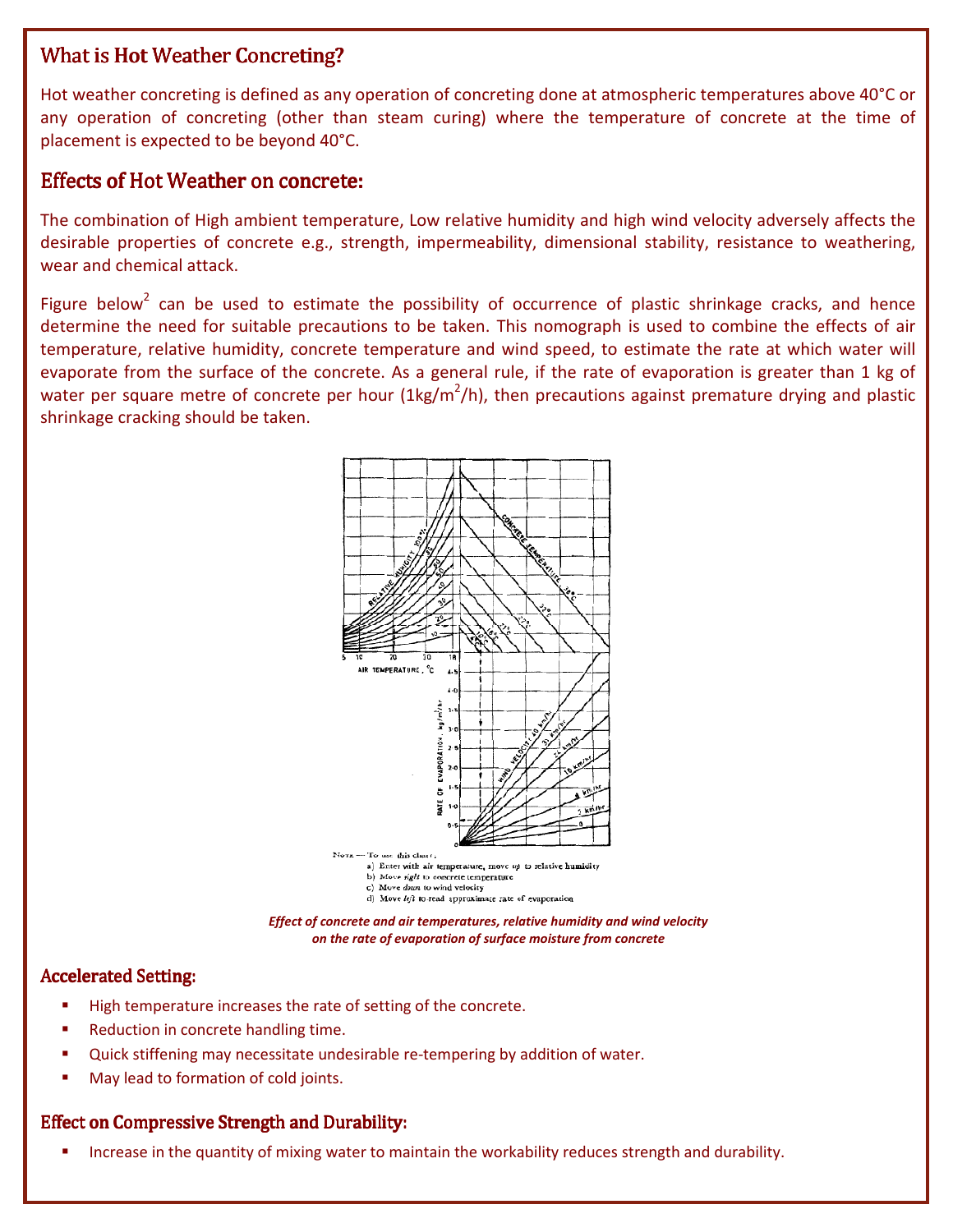## What is Hot Weather Concreting?

Hot weather concreting is defined as any operation of concreting done at atmospheric temperatures above 40°C or any operation of concreting (other than steam curing) where the temperature of concrete at the time of placement is expected to be beyond 40°C.

## Effects of Hot Weather on concrete:

The combination of High ambient temperature, Low relative humidity and high wind velocity adversely affects the desirable properties of concrete e.g., strength, impermeability, dimensional stability, resistance to weathering, wear and chemical attack.

Figure below[2] can be used to estimate the possibility of occurrence of plastic shrinkage cracks, and hence determine the need for suitable precautions to be taken. This nomograph is used to combine the effects of air temperature, relative humidity, concrete temperature and wind speed, to estimate the rate at which water will evaporate from the surface of the concrete. As a general rule, if the rate of evaporation is greater than 1 kg of water per square metre of concrete per hour ($1 kg/m^2/h$), then precautions against premature drying and plastic shrinkage cracking should be taken.

NOTE — To use this chart,
a) Enter with air temperature, move *up* to relative humidity
b) Move *right* to concrete temperature
c) Move *down* to wind velocity
d) Move *left* to read approximate rate of evaporation

***Effect of concrete and air temperatures, relative humidity and wind velocity on the rate of evaporation of surface moisture from concrete***

### Accelerated Setting:

- High temperature increases the rate of setting of the concrete.
- Reduction in concrete handling time.
- Quick stiffening may necessitate undesirable re-tempering by addition of water.
- May lead to formation of cold joints.

### Effect on Compressive Strength and Durability:

- Increase in the quantity of mixing water to maintain the workability reduces strength and durability.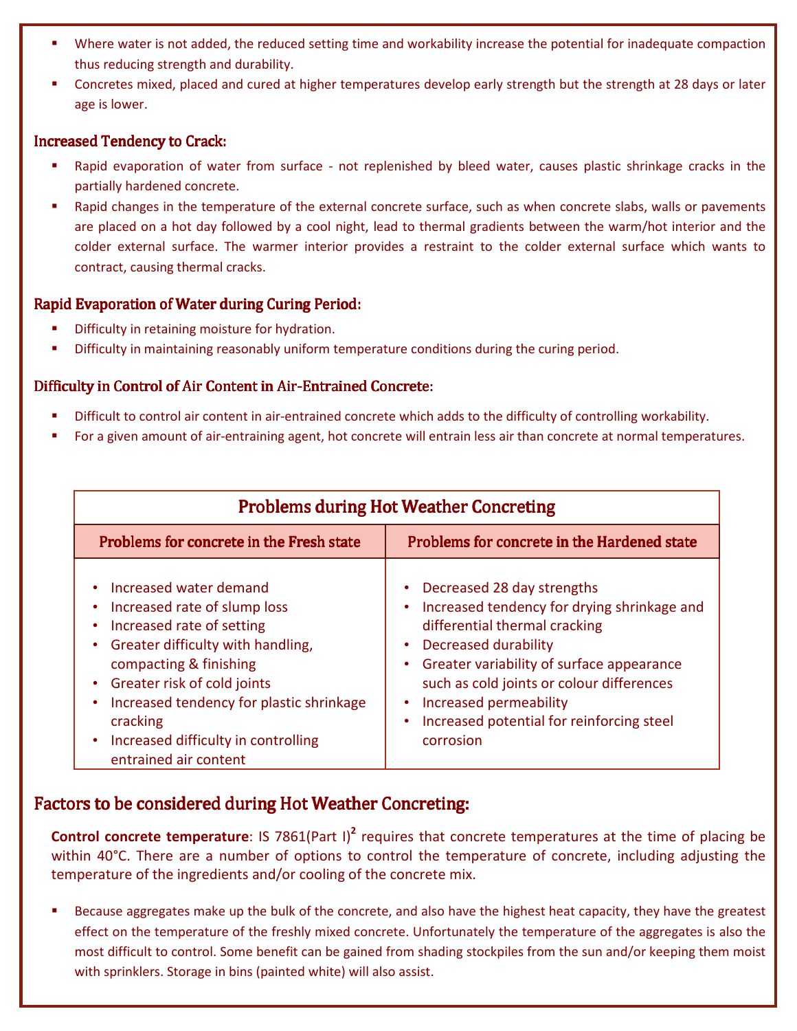- Where water is not added, the reduced setting time and workability increase the potential for inadequate compaction thus reducing strength and durability.
- Concretes mixed, placed and cured at higher temperatures develop early strength but the strength at 28 days or later age is lower.

### Increased Tendency to Crack:

- Rapid evaporation of water from surface - not replenished by bleed water, causes plastic shrinkage cracks in the partially hardened concrete.
- Rapid changes in the temperature of the external concrete surface, such as when concrete slabs, walls or pavements are placed on a hot day followed by a cool night, lead to thermal gradients between the warm/hot interior and the colder external surface. The warmer interior provides a restraint to the colder external surface which wants to contract, causing thermal cracks.

### Rapid Evaporation of Water during Curing Period:

- Difficulty in retaining moisture for hydration.
- Difficulty in maintaining reasonably uniform temperature conditions during the curing period.

### Difficulty in Control of Air Content in Air-Entrained Concrete:

- Difficult to control air content in air-entrained concrete which adds to the difficulty of controlling workability.
- For a given amount of air-entraining agent, hot concrete will entrain less air than concrete at normal temperatures.

| Problems during Hot Weather Concreting | |
|---|---|
| **Problems for concrete in the Fresh state** | **Problems for concrete in the Hardened state** |
| • Increased water demand<br>• Increased rate of slump loss<br>• Increased rate of setting<br>• Greater difficulty with handling, compacting & finishing<br>• Greater risk of cold joints<br>• Increased tendency for plastic shrinkage cracking<br>• Increased difficulty in controlling entrained air content | • Decreased 28 day strengths<br>• Increased tendency for drying shrinkage and differential thermal cracking<br>• Decreased durability<br>• Greater variability of surface appearance such as cold joints or colour differences<br>• Increased permeability<br>• Increased potential for reinforcing steel corrosion |

## Factors to be considered during Hot Weather Concreting:

**Control concrete temperature**: IS 7861(Part I)[2] requires that concrete temperatures at the time of placing be within 40°C. There are a number of options to control the temperature of concrete, including adjusting the temperature of the ingredients and/or cooling of the concrete mix.

- Because aggregates make up the bulk of the concrete, and also have the highest heat capacity, they have the greatest effect on the temperature of the freshly mixed concrete. Unfortunately the temperature of the aggregates is also the most difficult to control. Some benefit can be gained from shading stockpiles from the sun and/or keeping them moist with sprinklers. Storage in bins (painted white) will also assist.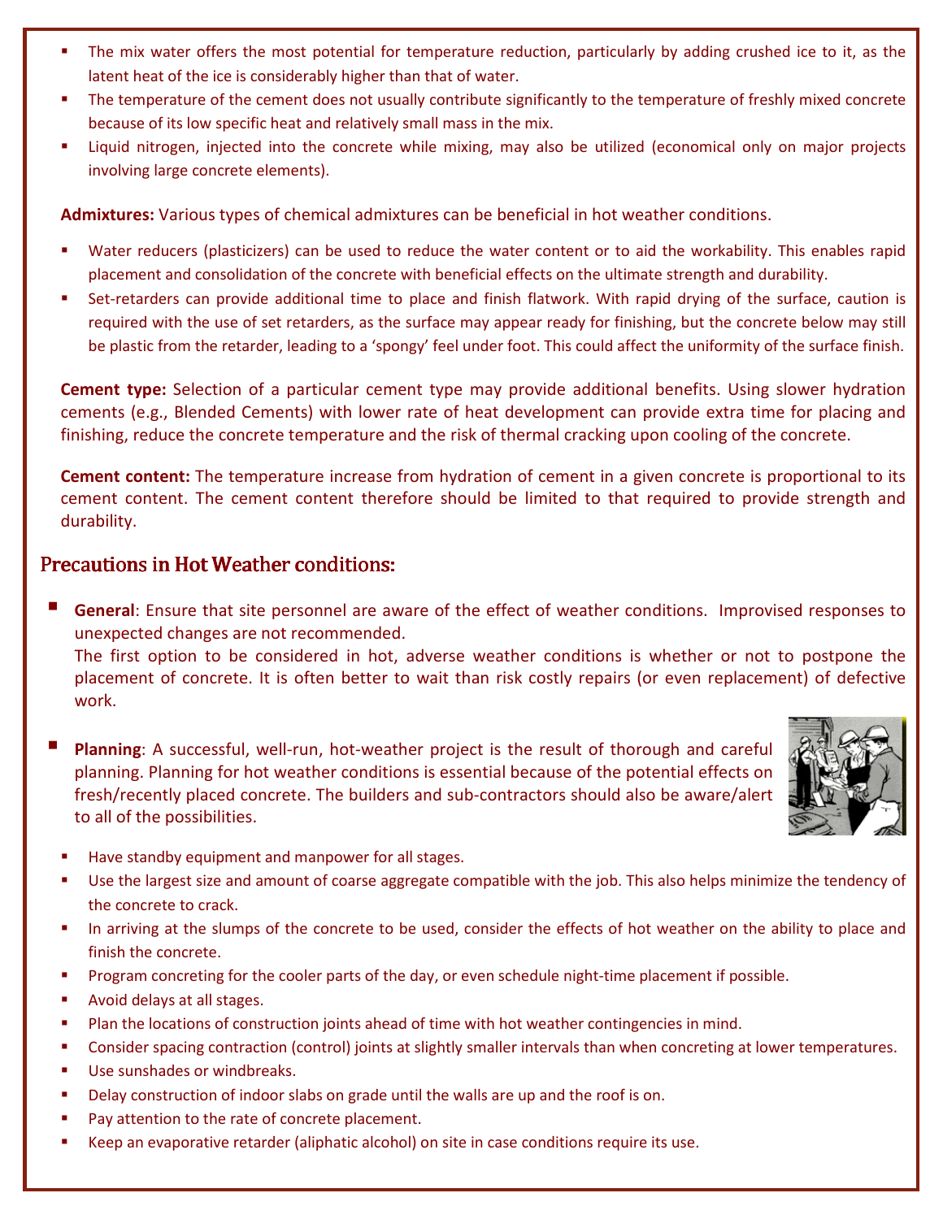- The mix water offers the most potential for temperature reduction, particularly by adding crushed ice to it, as the latent heat of the ice is considerably higher than that of water.
- The temperature of the cement does not usually contribute significantly to the temperature of freshly mixed concrete because of its low specific heat and relatively small mass in the mix.
- Liquid nitrogen, injected into the concrete while mixing, may also be utilized (economical only on major projects involving large concrete elements).

**Admixtures:** Various types of chemical admixtures can be beneficial in hot weather conditions.

- Water reducers (plasticizers) can be used to reduce the water content or to aid the workability. This enables rapid placement and consolidation of the concrete with beneficial effects on the ultimate strength and durability.
- Set-retarders can provide additional time to place and finish flatwork. With rapid drying of the surface, caution is required with the use of set retarders, as the surface may appear ready for finishing, but the concrete below may still be plastic from the retarder, leading to a 'spongy' feel under foot. This could affect the uniformity of the surface finish.

**Cement type:** Selection of a particular cement type may provide additional benefits. Using slower hydration cements (e.g., Blended Cements) with lower rate of heat development can provide extra time for placing and finishing, reduce the concrete temperature and the risk of thermal cracking upon cooling of the concrete.

**Cement content:** The temperature increase from hydration of cement in a given concrete is proportional to its cement content. The cement content therefore should be limited to that required to provide strength and durability.

## Precautions in Hot Weather conditions:

- **General**: Ensure that site personnel are aware of the effect of weather conditions. Improvised responses to unexpected changes are not recommended.
  The first option to be considered in hot, adverse weather conditions is whether or not to postpone the placement of concrete. It is often better to wait than risk costly repairs (or even replacement) of defective work.

- **Planning**: A successful, well-run, hot-weather project is the result of thorough and careful planning. Planning for hot weather conditions is essential because of the potential effects on fresh/recently placed concrete. The builders and sub-contractors should also be aware/alert to all of the possibilities.
  - Have standby equipment and manpower for all stages.
  - Use the largest size and amount of coarse aggregate compatible with the job. This also helps minimize the tendency of the concrete to crack.
  - In arriving at the slumps of the concrete to be used, consider the effects of hot weather on the ability to place and finish the concrete.
  - Program concreting for the cooler parts of the day, or even schedule night-time placement if possible.
  - Avoid delays at all stages.
  - Plan the locations of construction joints ahead of time with hot weather contingencies in mind.
  - Consider spacing contraction (control) joints at slightly smaller intervals than when concreting at lower temperatures.
  - Use sunshades or windbreaks.
  - Delay construction of indoor slabs on grade until the walls are up and the roof is on.
  - Pay attention to the rate of concrete placement.
  - Keep an evaporative retarder (aliphatic alcohol) on site in case conditions require its use.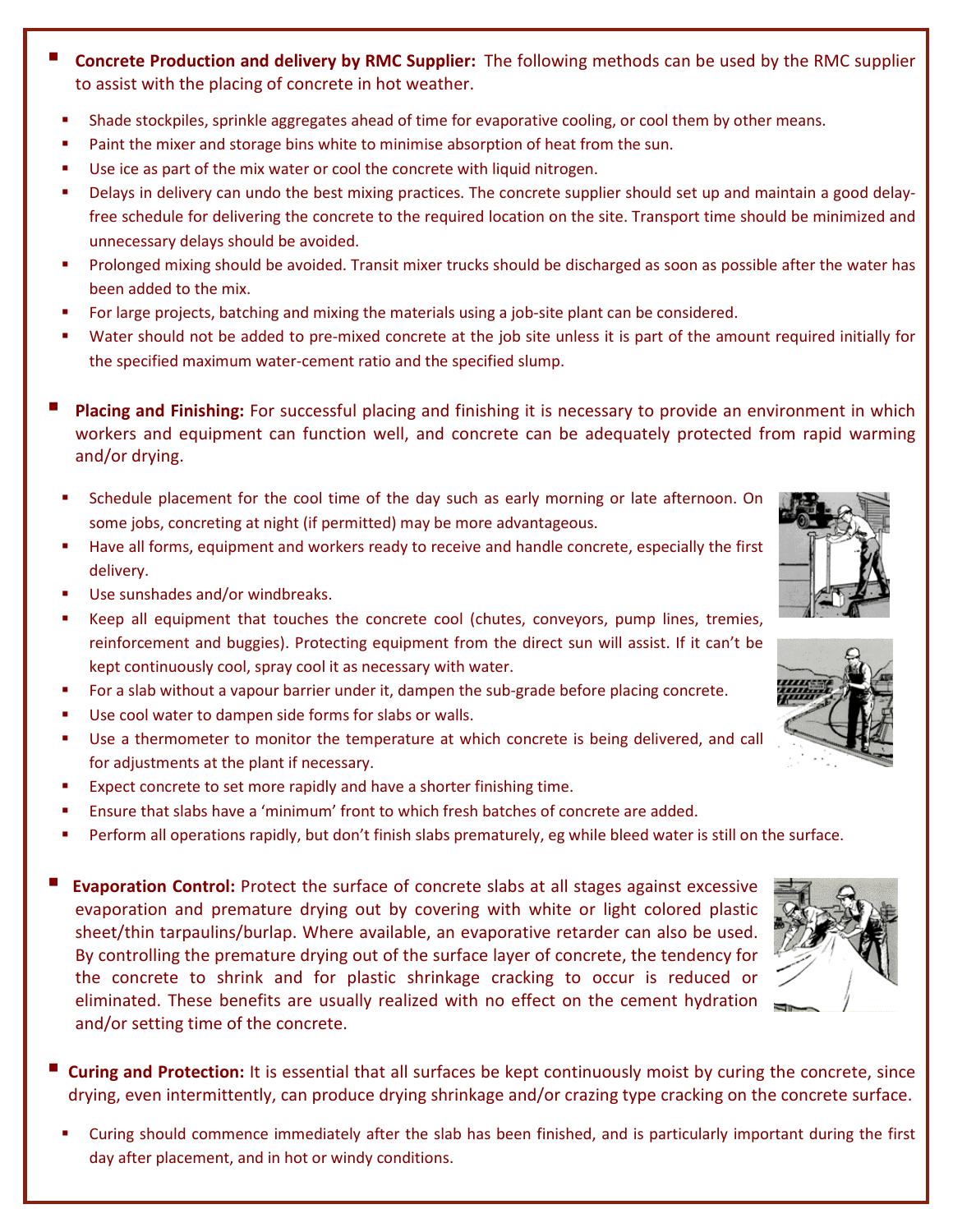- **Concrete Production and delivery by RMC Supplier:** The following methods can be used by the RMC supplier to assist with the placing of concrete in hot weather.
  - Shade stockpiles, sprinkle aggregates ahead of time for evaporative cooling, or cool them by other means.
  - Paint the mixer and storage bins white to minimise absorption of heat from the sun.
  - Use ice as part of the mix water or cool the concrete with liquid nitrogen.
  - Delays in delivery can undo the best mixing practices. The concrete supplier should set up and maintain a good delay-free schedule for delivering the concrete to the required location on the site. Transport time should be minimized and unnecessary delays should be avoided.
  - Prolonged mixing should be avoided. Transit mixer trucks should be discharged as soon as possible after the water has been added to the mix.
  - For large projects, batching and mixing the materials using a job-site plant can be considered.
  - Water should not be added to pre-mixed concrete at the job site unless it is part of the amount required initially for the specified maximum water-cement ratio and the specified slump.

- **Placing and Finishing:** For successful placing and finishing it is necessary to provide an environment in which workers and equipment can function well, and concrete can be adequately protected from rapid warming and/or drying.
  - Schedule placement for the cool time of the day such as early morning or late afternoon. On some jobs, concreting at night (if permitted) may be more advantageous.
  - Have all forms, equipment and workers ready to receive and handle concrete, especially the first delivery.
  - Use sunshades and/or windbreaks.
  - Keep all equipment that touches the concrete cool (chutes, conveyors, pump lines, tremies, reinforcement and buggies). Protecting equipment from the direct sun will assist. If it can't be kept continuously cool, spray cool it as necessary with water.
  - For a slab without a vapour barrier under it, dampen the sub-grade before placing concrete.
  - Use cool water to dampen side forms for slabs or walls.
  - Use a thermometer to monitor the temperature at which concrete is being delivered, and call for adjustments at the plant if necessary.
  - Expect concrete to set more rapidly and have a shorter finishing time.
  - Ensure that slabs have a 'minimum' front to which fresh batches of concrete are added.
  - Perform all operations rapidly, but don't finish slabs prematurely, eg while bleed water is still on the surface.

- **Evaporation Control:** Protect the surface of concrete slabs at all stages against excessive evaporation and premature drying out by covering with white or light colored plastic sheet/thin tarpaulins/burlap. Where available, an evaporative retarder can also be used. By controlling the premature drying out of the surface layer of concrete, the tendency for the concrete to shrink and for plastic shrinkage cracking to occur is reduced or eliminated. These benefits are usually realized with no effect on the cement hydration and/or setting time of the concrete.

- **Curing and Protection:** It is essential that all surfaces be kept continuously moist by curing the concrete, since drying, even intermittently, can produce drying shrinkage and/or crazing type cracking on the concrete surface.
  - Curing should commence immediately after the slab has been finished, and is particularly important during the first day after placement, and in hot or windy conditions.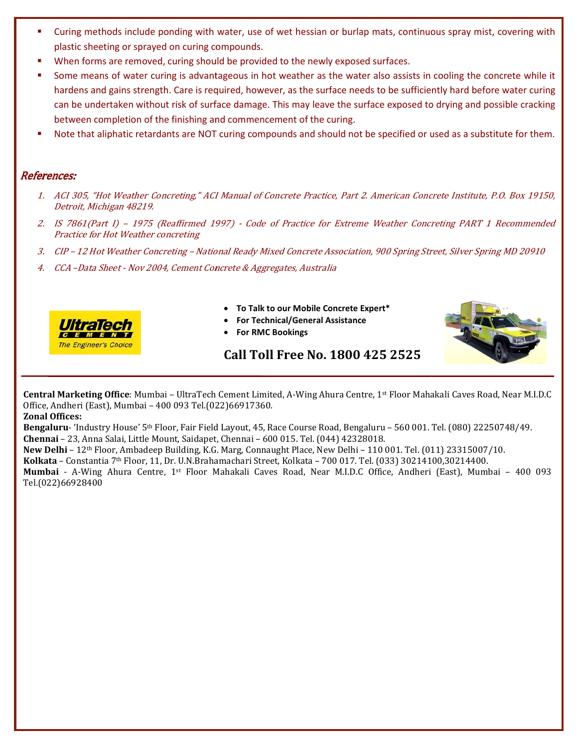- Curing methods include ponding with water, use of wet hessian or burlap mats, continuous spray mist, covering with plastic sheeting or sprayed on curing compounds.
- When forms are removed, curing should be provided to the newly exposed surfaces.
- Some means of water curing is advantageous in hot weather as the water also assists in cooling the concrete while it hardens and gains strength. Care is required, however, as the surface needs to be sufficiently hard before water curing can be undertaken without risk of surface damage. This may leave the surface exposed to drying and possible cracking between completion of the finishing and commencement of the curing.
- Note that aliphatic retardants are NOT curing compounds and should not be specified or used as a substitute for them.

## *References:*

1. *ACI 305, "Hot Weather Concreting," ACI Manual of Concrete Practice, Part 2. American Concrete Institute, P.O. Box 19150, Detroit, Michigan 48219.*
2. *IS 7861(Part I) – 1975 (Reaffirmed 1997) - Code of Practice for Extreme Weather Concreting PART 1 Recommended Practice for Hot Weather concreting*
3. *CIP – 12 Hot Weather Concreting – National Ready Mixed Concrete Association, 900 Spring Street, Silver Spring MD 20910*
4. *CCA –Data Sheet - Nov 2004, Cement Concrete & Aggregates, Australia*

UltraTech CEMENT
The Engineer's Choice

- **To Talk to our Mobile Concrete Expert***
- **For Technical/General Assistance**
- **For RMC Bookings**

**Call Toll Free No. 1800 425 2525**

**Central Marketing Office**: Mumbai – UltraTech Cement Limited, A-Wing Ahura Centre, 1st Floor Mahakali Caves Road, Near M.I.D.C Office, Andheri (East), Mumbai – 400 093 Tel.(022)66917360.

**Zonal Offices:**

**Bengaluru**- 'Industry House' 5th Floor, Fair Field Layout, 45, Race Course Road, Bengaluru – 560 001. Tel. (080) 22250748/49.

**Chennai** – 23, Anna Salai, Little Mount, Saidapet, Chennai – 600 015. Tel. (044) 42328018.

**New Delhi** – 12th Floor, Ambadeep Building, K.G. Marg, Connaught Place, New Delhi – 110 001. Tel. (011) 23315007/10.

**Kolkata** – Constantia 7th Floor, 11, Dr. U.N.Brahamachari Street, Kolkata – 700 017. Tel. (033) 30214100,30214400.

**Mumbai** - A-Wing Ahura Centre, 1st Floor Mahakali Caves Road, Near M.I.D.C Office, Andheri (East), Mumbai – 400 093 Tel.(022)66928400